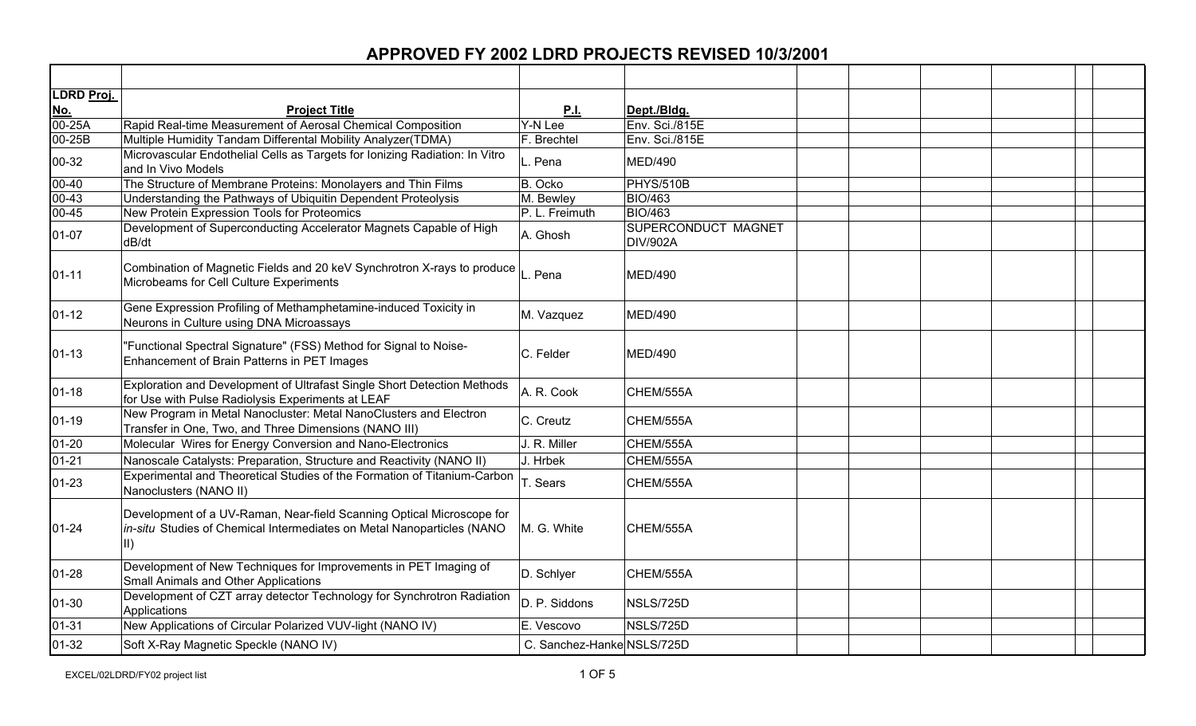# APPROVED FY 2002 LDRD PROJECTS REVISED 10/3/2001

| LDRD Proj. No. | Project Title | P.I. | Dept./Bldg. |
|---|---|---|---|
| 00-25A | Rapid Real-time Measurement of Aerosal Chemical Composition | Y-N Lee | Env. Sci./815E |
| 00-25B | Multiple Humidity Tandam Differental Mobility Analyzer(TDMA) | F. Brechtel | Env. Sci./815E |
| 00-32 | Microvascular Endothelial Cells as Targets for Ionizing Radiation: In Vitro and In Vivo Models | L. Pena | MED/490 |
| 00-40 | The Structure of Membrane Proteins: Monolayers and Thin Films | B. Ocko | PHYS/510B |
| 00-43 | Understanding the Pathways of Ubiquitin Dependent Proteolysis | M. Bewley | BIO/463 |
| 00-45 | New Protein Expression Tools for Proteomics | P. L. Freimuth | BIO/463 |
| 01-07 | Development of Superconducting Accelerator Magnets Capable of High dB/dt | A. Ghosh | SUPERCONDUCT MAGNET DIV/902A |
| 01-11 | Combination of Magnetic Fields and 20 keV Synchrotron X-rays to produce Microbeams for Cell Culture Experiments | L. Pena | MED/490 |
| 01-12 | Gene Expression Profiling of Methamphetamine-induced Toxicity in Neurons in Culture using DNA Microassays | M. Vazquez | MED/490 |
| 01-13 | "Functional Spectral Signature" (FSS) Method for Signal to Noise-Enhancement of Brain Patterns in PET Images | C. Felder | MED/490 |
| 01-18 | Exploration and Development of Ultrafast Single Short Detection Methods for Use with Pulse Radiolysis Experiments at LEAF | A. R. Cook | CHEM/555A |
| 01-19 | New Program in Metal Nanocluster: Metal NanoClusters and Electron Transfer in One, Two, and Three Dimensions (NANO III) | C. Creutz | CHEM/555A |
| 01-20 | Molecular Wires for Energy Conversion and Nano-Electronics | J. R. Miller | CHEM/555A |
| 01-21 | Nanoscale Catalysts: Preparation, Structure and Reactivity (NANO II) | J. Hrbek | CHEM/555A |
| 01-23 | Experimental and Theoretical Studies of the Formation of Titanium-Carbon Nanoclusters (NANO II) | T. Sears | CHEM/555A |
| 01-24 | Development of a UV-Raman, Near-field Scanning Optical Microscope for *in-situ* Studies of Chemical Intermediates on Metal Nanoparticles (NANO II) | M. G. White | CHEM/555A |
| 01-28 | Development of New Techniques for Improvements in PET Imaging of Small Animals and Other Applications | D. Schlyer | CHEM/555A |
| 01-30 | Development of CZT array detector Technology for Synchrotron Radiation Applications | D. P. Siddons | NSLS/725D |
| 01-31 | New Applications of Circular Polarized VUV-light (NANO IV) | E. Vescovo | NSLS/725D |
| 01-32 | Soft X-Ray Magnetic Speckle (NANO IV) | C. Sanchez-Hanke | NSLS/725D |

EXCEL/02LDRD/FY02 project list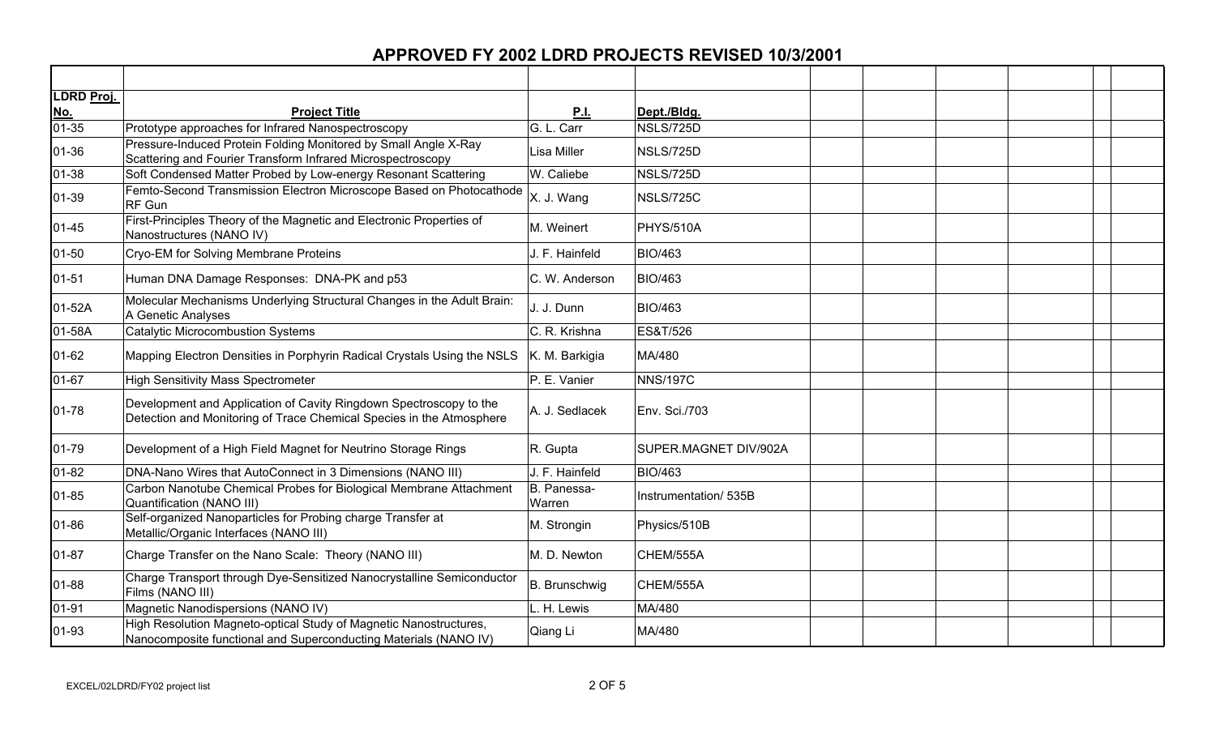# APPROVED FY 2002 LDRD PROJECTS REVISED 10/3/2001

| LDRD Proj. No. | Project Title | P.I. | Dept./Bldg. |
|---|---|---|---|
| 01-35 | Prototype approaches for Infrared Nanospectroscopy | G. L. Carr | NSLS/725D |
| 01-36 | Pressure-Induced Protein Folding Monitored by Small Angle X-Ray Scattering and Fourier Transform Infrared Microspectroscopy | Lisa Miller | NSLS/725D |
| 01-38 | Soft Condensed Matter Probed by Low-energy Resonant Scattering | W. Caliebe | NSLS/725D |
| 01-39 | Femto-Second Transmission Electron Microscope Based on Photocathode RF Gun | X. J. Wang | NSLS/725C |
| 01-45 | First-Principles Theory of the Magnetic and Electronic Properties of Nanostructures (NANO IV) | M. Weinert | PHYS/510A |
| 01-50 | Cryo-EM for Solving Membrane Proteins | J. F. Hainfeld | BIO/463 |
| 01-51 | Human DNA Damage Responses: DNA-PK and p53 | C. W. Anderson | BIO/463 |
| 01-52A | Molecular Mechanisms Underlying Structural Changes in the Adult Brain: A Genetic Analyses | J. J. Dunn | BIO/463 |
| 01-58A | Catalytic Microcombustion Systems | C. R. Krishna | ES&T/526 |
| 01-62 | Mapping Electron Densities in Porphyrin Radical Crystals Using the NSLS | K. M. Barkigia | MA/480 |
| 01-67 | High Sensitivity Mass Spectrometer | P. E. Vanier | NNS/197C |
| 01-78 | Development and Application of Cavity Ringdown Spectroscopy to the Detection and Monitoring of Trace Chemical Species in the Atmosphere | A. J. Sedlacek | Env. Sci./703 |
| 01-79 | Development of a High Field Magnet for Neutrino Storage Rings | R. Gupta | SUPER.MAGNET DIV/902A |
| 01-82 | DNA-Nano Wires that AutoConnect in 3 Dimensions (NANO III) | J. F. Hainfeld | BIO/463 |
| 01-85 | Carbon Nanotube Chemical Probes for Biological Membrane Attachment Quantification (NANO III) | B. Panessa-Warren | Instrumentation/ 535B |
| 01-86 | Self-organized Nanoparticles for Probing charge Transfer at Metallic/Organic Interfaces (NANO III) | M. Strongin | Physics/510B |
| 01-87 | Charge Transfer on the Nano Scale: Theory (NANO III) | M. D. Newton | CHEM/555A |
| 01-88 | Charge Transport through Dye-Sensitized Nanocrystalline Semiconductor Films (NANO III) | B. Brunschwig | CHEM/555A |
| 01-91 | Magnetic Nanodispersions (NANO IV) | L. H. Lewis | MA/480 |
| 01-93 | High Resolution Magneto-optical Study of Magnetic Nanostructures, Nanocomposite functional and Superconducting Materials (NANO IV) | Qiang Li | MA/480 |

EXCEL/02LDRD/FY02 project list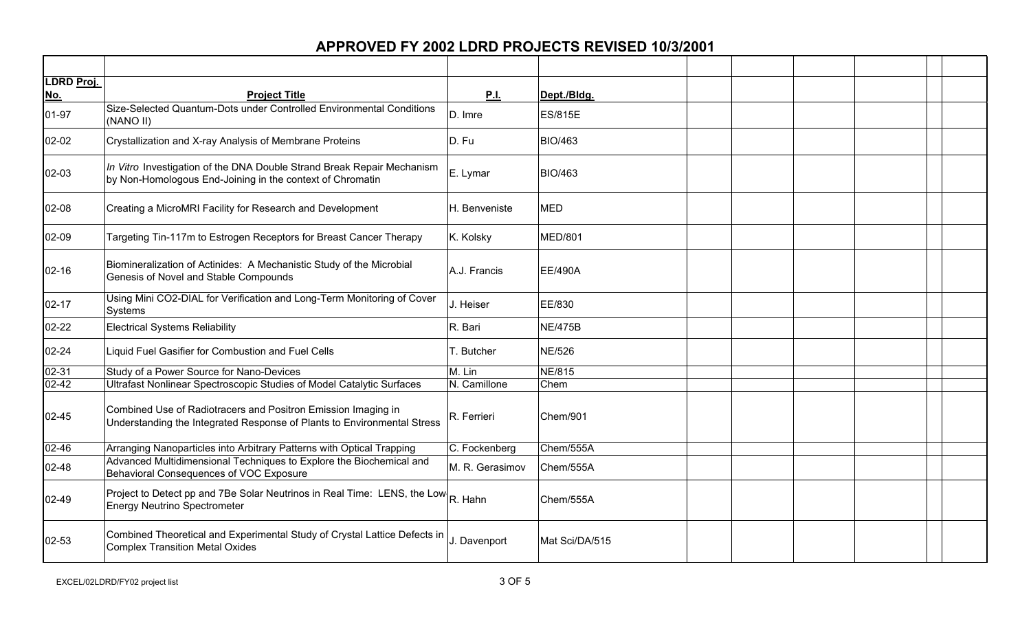# APPROVED FY 2002 LDRD PROJECTS REVISED 10/3/2001

| LDRD Proj. No. | Project Title | P.I. | Dept./Bldg. |
|---|---|---|---|
| 01-97 | Size-Selected Quantum-Dots under Controlled Environmental Conditions (NANO II) | D. Imre | ES/815E |
| 02-02 | Crystallization and X-ray Analysis of Membrane Proteins | D. Fu | BIO/463 |
| 02-03 | *In Vitro* Investigation of the DNA Double Strand Break Repair Mechanism by Non-Homologous End-Joining in the context of Chromatin | E. Lymar | BIO/463 |
| 02-08 | Creating a MicroMRI Facility for Research and Development | H. Benveniste | MED |
| 02-09 | Targeting Tin-117m to Estrogen Receptors for Breast Cancer Therapy | K. Kolsky | MED/801 |
| 02-16 | Biomineralization of Actinides: A Mechanistic Study of the Microbial Genesis of Novel and Stable Compounds | A.J. Francis | EE/490A |
| 02-17 | Using Mini CO2-DIAL for Verification and Long-Term Monitoring of Cover Systems | J. Heiser | EE/830 |
| 02-22 | Electrical Systems Reliability | R. Bari | NE/475B |
| 02-24 | Liquid Fuel Gasifier for Combustion and Fuel Cells | T. Butcher | NE/526 |
| 02-31 | Study of a Power Source for Nano-Devices | M. Lin | NE/815 |
| 02-42 | Ultrafast Nonlinear Spectroscopic Studies of Model Catalytic Surfaces | N. Camillone | Chem |
| 02-45 | Combined Use of Radiotracers and Positron Emission Imaging in Understanding the Integrated Response of Plants to Environmental Stress | R. Ferrieri | Chem/901 |
| 02-46 | Arranging Nanoparticles into Arbitrary Patterns with Optical Trapping | C. Fockenberg | Chem/555A |
| 02-48 | Advanced Multidimensional Techniques to Explore the Biochemical and Behavioral Consequences of VOC Exposure | M. R. Gerasimov | Chem/555A |
| 02-49 | Project to Detect pp and 7Be Solar Neutrinos in Real Time: LENS, the Low Energy Neutrino Spectrometer | R. Hahn | Chem/555A |
| 02-53 | Combined Theoretical and Experimental Study of Crystal Lattice Defects in Complex Transition Metal Oxides | J. Davenport | Mat Sci/DA/515 |

EXCEL/02LDRD/FY02 project list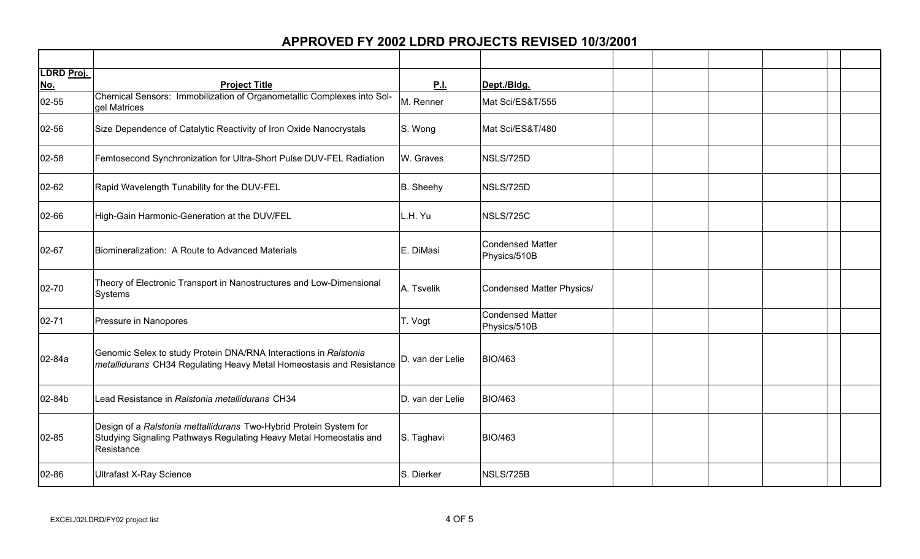# APPROVED FY 2002 LDRD PROJECTS REVISED 10/3/2001

| LDRD Proj. No. | Project Title | P.I. | Dept./Bldg. | | | | | | |
|---|---|---|---|---|---|---|---|---|---|
| 02-55 | Chemical Sensors: Immobilization of Organometallic Complexes into Sol-gel Matrices | M. Renner | Mat Sci/ES&T/555 | | | | | | |
| 02-56 | Size Dependence of Catalytic Reactivity of Iron Oxide Nanocrystals | S. Wong | Mat Sci/ES&T/480 | | | | | | |
| 02-58 | Femtosecond Synchronization for Ultra-Short Pulse DUV-FEL Radiation | W. Graves | NSLS/725D | | | | | | |
| 02-62 | Rapid Wavelength Tunability for the DUV-FEL | B. Sheehy | NSLS/725D | | | | | | |
| 02-66 | High-Gain Harmonic-Generation at the DUV/FEL | L.H. Yu | NSLS/725C | | | | | | |
| 02-67 | Biomineralization: A Route to Advanced Materials | E. DiMasi | Condensed Matter Physics/510B | | | | | | |
| 02-70 | Theory of Electronic Transport in Nanostructures and Low-Dimensional Systems | A. Tsvelik | Condensed Matter Physics/ | | | | | | |
| 02-71 | Pressure in Nanopores | T. Vogt | Condensed Matter Physics/510B | | | | | | |
| 02-84a | Genomic Selex to study Protein DNA/RNA Interactions in *Ralstonia metallidurans* CH34 Regulating Heavy Metal Homeostasis and Resistance | D. van der Lelie | BIO/463 | | | | | | |
| 02-84b | Lead Resistance in *Ralstonia metallidurans* CH34 | D. van der Lelie | BIO/463 | | | | | | |
| 02-85 | Design of a *Ralstonia mettallidurans* Two-Hybrid Protein System for Studying Signaling Pathways Regulating Heavy Metal Homeostatis and Resistance | S. Taghavi | BIO/463 | | | | | | |
| 02-86 | Ultrafast X-Ray Science | S. Dierker | NSLS/725B | | | | | | |

EXCEL/02LDRD/FY02 project list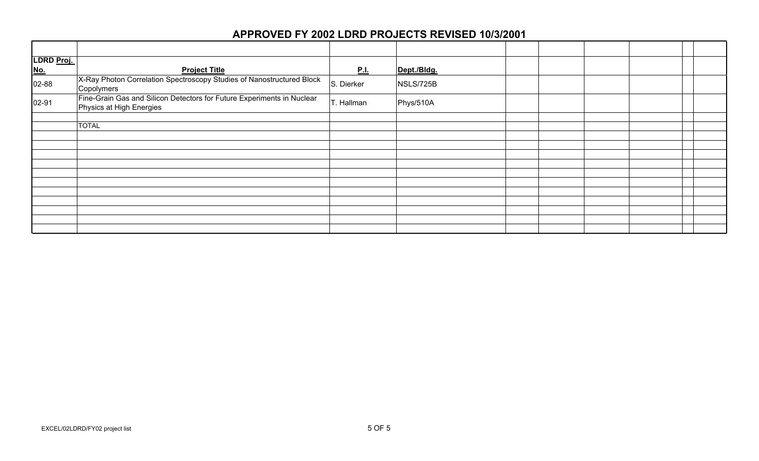# APPROVED FY 2002 LDRD PROJECTS REVISED 10/3/2001

| LDRD Proj. No. | Project Title | P.I. | Dept./Bldg. | | | | | | |
|---|---|---|---|---|---|---|---|---|---|
| 02-88 | X-Ray Photon Correlation Spectroscopy Studies of Nanostructured Block Copolymers | S. Dierker | NSLS/725B | | | | | | |
| 02-91 | Fine-Grain Gas and Silicon Detectors for Future Experiments in Nuclear Physics at High Energies | T. Hallman | Phys/510A | | | | | | |
| | | | | | | | | | |
| | TOTAL | | | | | | | | |

EXCEL/02LDRD/FY02 project list